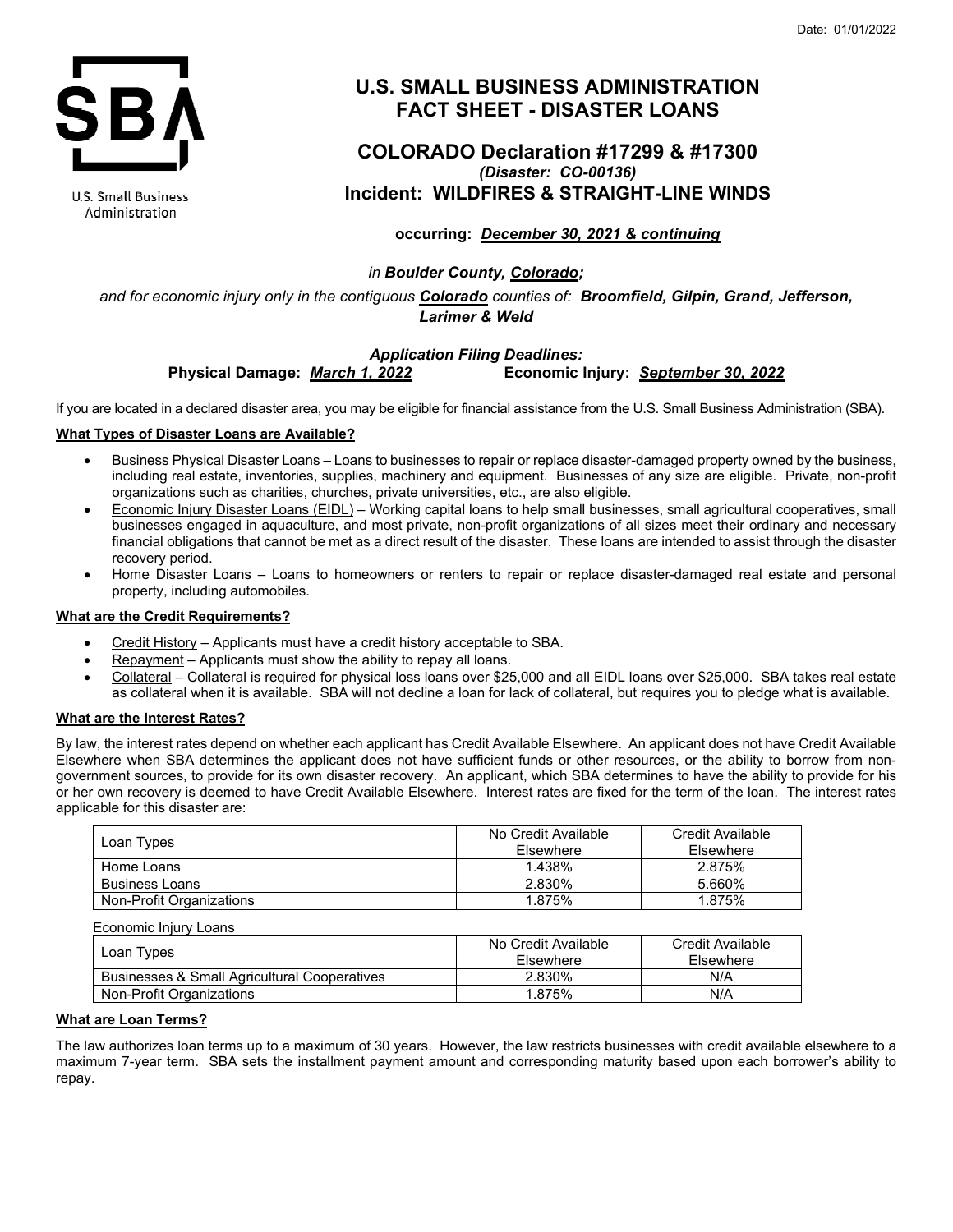Date: 01/01/2022

U.S. Small Business Administration

# U.S. SMALL BUSINESS ADMINISTRATION FACT SHEET - DISASTER LOANS

## COLORADO Declaration #17299 & #17300

*(Disaster: CO-00136)*

## Incident: WILDFIRES & STRAIGHT-LINE WINDS

**occurring:** ***December 30, 2021 & continuing***

*in **Boulder County, Colorado;***

*and for economic injury only in the contiguous **Colorado** counties of: **Broomfield, Gilpin, Grand, Jefferson, Larimer & Weld***

***Application Filing Deadlines:***

**Physical Damage:** ***March 1, 2022*** **Economic Injury:** ***September 30, 2022***

If you are located in a declared disaster area, you may be eligible for financial assistance from the U.S. Small Business Administration (SBA).

**What Types of Disaster Loans are Available?**

- Business Physical Disaster Loans – Loans to businesses to repair or replace disaster-damaged property owned by the business, including real estate, inventories, supplies, machinery and equipment. Businesses of any size are eligible. Private, non-profit organizations such as charities, churches, private universities, etc., are also eligible.
- Economic Injury Disaster Loans (EIDL) – Working capital loans to help small businesses, small agricultural cooperatives, small businesses engaged in aquaculture, and most private, non-profit organizations of all sizes meet their ordinary and necessary financial obligations that cannot be met as a direct result of the disaster. These loans are intended to assist through the disaster recovery period.
- Home Disaster Loans – Loans to homeowners or renters to repair or replace disaster-damaged real estate and personal property, including automobiles.

**What are the Credit Requirements?**

- Credit History – Applicants must have a credit history acceptable to SBA.
- Repayment – Applicants must show the ability to repay all loans.
- Collateral – Collateral is required for physical loss loans over $25,000 and all EIDL loans over $25,000. SBA takes real estate as collateral when it is available. SBA will not decline a loan for lack of collateral, but requires you to pledge what is available.

**What are the Interest Rates?**

By law, the interest rates depend on whether each applicant has Credit Available Elsewhere. An applicant does not have Credit Available Elsewhere when SBA determines the applicant does not have sufficient funds or other resources, or the ability to borrow from non-government sources, to provide for its own disaster recovery. An applicant, which SBA determines to have the ability to provide for his or her own recovery is deemed to have Credit Available Elsewhere. Interest rates are fixed for the term of the loan. The interest rates applicable for this disaster are:

| Loan Types | No Credit Available Elsewhere | Credit Available Elsewhere |
|---|---|---|
| Home Loans | 1.438% | 2.875% |
| Business Loans | 2.830% | 5.660% |
| Non-Profit Organizations | 1.875% | 1.875% |

Economic Injury Loans

| Loan Types | No Credit Available Elsewhere | Credit Available Elsewhere |
|---|---|---|
| Businesses & Small Agricultural Cooperatives | 2.830% | N/A |
| Non-Profit Organizations | 1.875% | N/A |

**What are Loan Terms?**

The law authorizes loan terms up to a maximum of 30 years. However, the law restricts businesses with credit available elsewhere to a maximum 7-year term. SBA sets the installment payment amount and corresponding maturity based upon each borrower's ability to repay.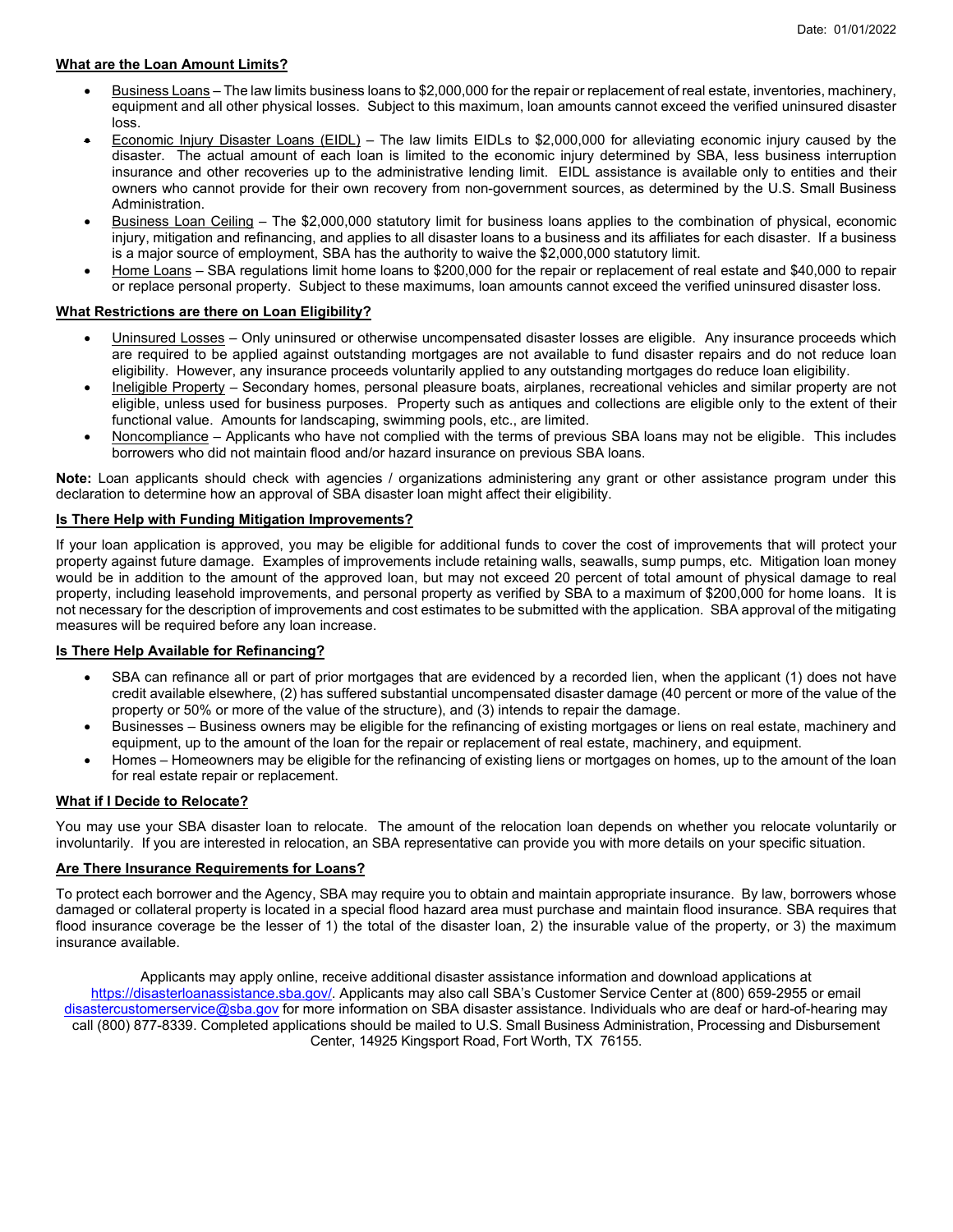Date: 01/01/2022

**What are the Loan Amount Limits?**

- Business Loans – The law limits business loans to $2,000,000 for the repair or replacement of real estate, inventories, machinery, equipment and all other physical losses. Subject to this maximum, loan amounts cannot exceed the verified uninsured disaster loss.
- Economic Injury Disaster Loans (EIDL) – The law limits EIDLs to $2,000,000 for alleviating economic injury caused by the disaster. The actual amount of each loan is limited to the economic injury determined by SBA, less business interruption insurance and other recoveries up to the administrative lending limit. EIDL assistance is available only to entities and their owners who cannot provide for their own recovery from non-government sources, as determined by the U.S. Small Business Administration.
- Business Loan Ceiling – The $2,000,000 statutory limit for business loans applies to the combination of physical, economic injury, mitigation and refinancing, and applies to all disaster loans to a business and its affiliates for each disaster. If a business is a major source of employment, SBA has the authority to waive the $2,000,000 statutory limit.
- Home Loans – SBA regulations limit home loans to $200,000 for the repair or replacement of real estate and $40,000 to repair or replace personal property. Subject to these maximums, loan amounts cannot exceed the verified uninsured disaster loss.

**What Restrictions are there on Loan Eligibility?**

- Uninsured Losses – Only uninsured or otherwise uncompensated disaster losses are eligible. Any insurance proceeds which are required to be applied against outstanding mortgages are not available to fund disaster repairs and do not reduce loan eligibility. However, any insurance proceeds voluntarily applied to any outstanding mortgages do reduce loan eligibility.
- Ineligible Property – Secondary homes, personal pleasure boats, airplanes, recreational vehicles and similar property are not eligible, unless used for business purposes. Property such as antiques and collections are eligible only to the extent of their functional value. Amounts for landscaping, swimming pools, etc., are limited.
- Noncompliance – Applicants who have not complied with the terms of previous SBA loans may not be eligible. This includes borrowers who did not maintain flood and/or hazard insurance on previous SBA loans.

**Note:** Loan applicants should check with agencies / organizations administering any grant or other assistance program under this declaration to determine how an approval of SBA disaster loan might affect their eligibility.

**Is There Help with Funding Mitigation Improvements?**

If your loan application is approved, you may be eligible for additional funds to cover the cost of improvements that will protect your property against future damage. Examples of improvements include retaining walls, seawalls, sump pumps, etc. Mitigation loan money would be in addition to the amount of the approved loan, but may not exceed 20 percent of total amount of physical damage to real property, including leasehold improvements, and personal property as verified by SBA to a maximum of $200,000 for home loans. It is not necessary for the description of improvements and cost estimates to be submitted with the application. SBA approval of the mitigating measures will be required before any loan increase.

**Is There Help Available for Refinancing?**

- SBA can refinance all or part of prior mortgages that are evidenced by a recorded lien, when the applicant (1) does not have credit available elsewhere, (2) has suffered substantial uncompensated disaster damage (40 percent or more of the value of the property or 50% or more of the value of the structure), and (3) intends to repair the damage.
- Businesses – Business owners may be eligible for the refinancing of existing mortgages or liens on real estate, machinery and equipment, up to the amount of the loan for the repair or replacement of real estate, machinery, and equipment.
- Homes – Homeowners may be eligible for the refinancing of existing liens or mortgages on homes, up to the amount of the loan for real estate repair or replacement.

**What if I Decide to Relocate?**

You may use your SBA disaster loan to relocate. The amount of the relocation loan depends on whether you relocate voluntarily or involuntarily. If you are interested in relocation, an SBA representative can provide you with more details on your specific situation.

**Are There Insurance Requirements for Loans?**

To protect each borrower and the Agency, SBA may require you to obtain and maintain appropriate insurance. By law, borrowers whose damaged or collateral property is located in a special flood hazard area must purchase and maintain flood insurance. SBA requires that flood insurance coverage be the lesser of 1) the total of the disaster loan, 2) the insurable value of the property, or 3) the maximum insurance available.

Applicants may apply online, receive additional disaster assistance information and download applications at https://disasterloanassistance.sba.gov/. Applicants may also call SBA's Customer Service Center at (800) 659-2955 or email disastercustomerservice@sba.gov for more information on SBA disaster assistance. Individuals who are deaf or hard-of-hearing may call (800) 877-8339. Completed applications should be mailed to U.S. Small Business Administration, Processing and Disbursement Center, 14925 Kingsport Road, Fort Worth, TX 76155.